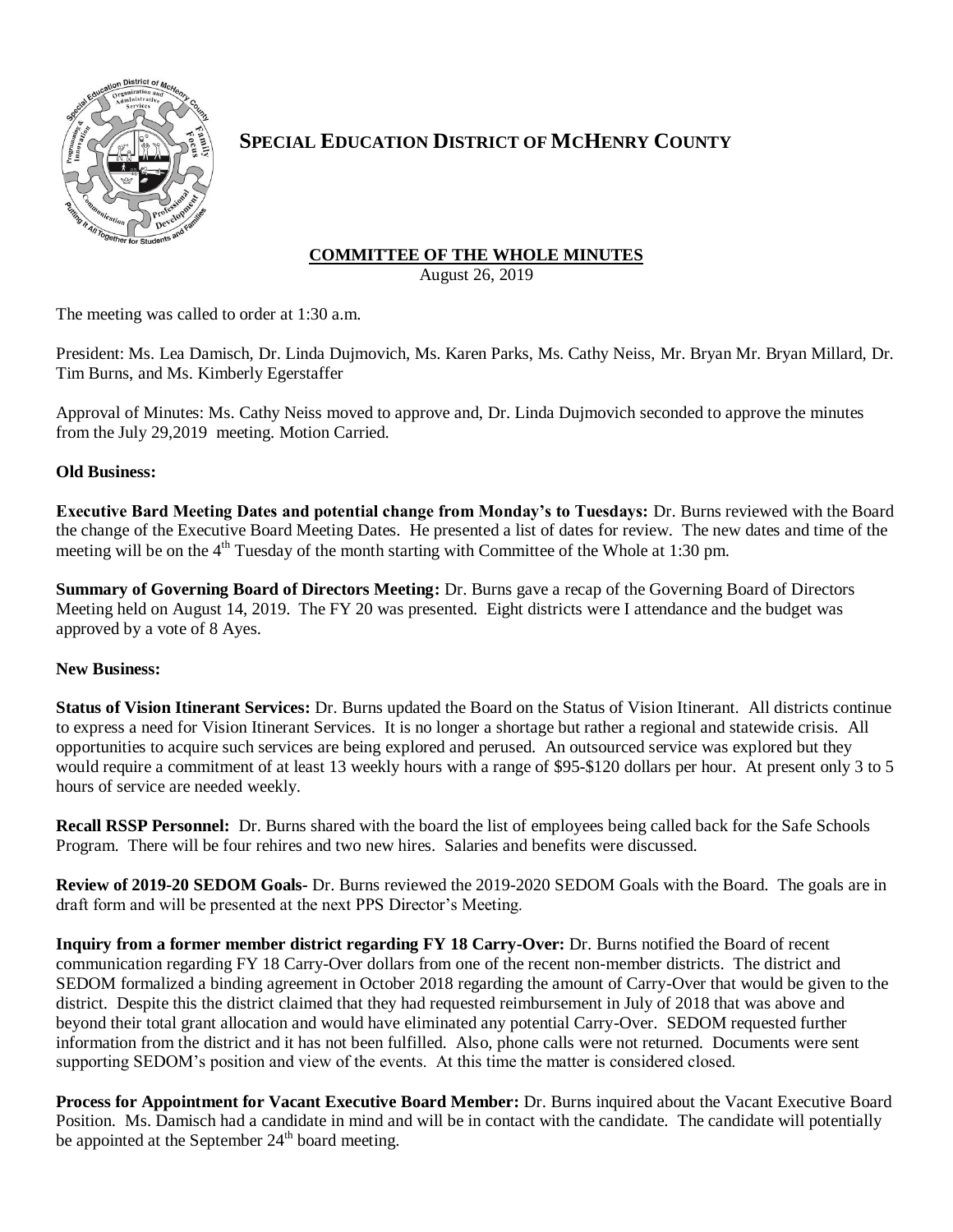# SPECIAL EDUCATION DISTRICT OF MCHENRY COUNTY

## COMMITTEE OF THE WHOLE MINUTES

August 26, 2019

The meeting was called to order at 1:30 a.m.

President: Ms. Lea Damisch, Dr. Linda Dujmovich, Ms. Karen Parks, Ms. Cathy Neiss, Mr. Bryan Mr. Bryan Millard, Dr. Tim Burns, and Ms. Kimberly Egerstaffer

Approval of Minutes: Ms. Cathy Neiss moved to approve and, Dr. Linda Dujmovich seconded to approve the minutes from the July 29,2019 meeting. Motion Carried.

**Old Business:**

**Executive Bard Meeting Dates and potential change from Monday's to Tuesdays:** Dr. Burns reviewed with the Board the change of the Executive Board Meeting Dates. He presented a list of dates for review. The new dates and time of the meeting will be on the 4th Tuesday of the month starting with Committee of the Whole at 1:30 pm.

**Summary of Governing Board of Directors Meeting:** Dr. Burns gave a recap of the Governing Board of Directors Meeting held on August 14, 2019. The FY 20 was presented. Eight districts were I attendance and the budget was approved by a vote of 8 Ayes.

**New Business:**

**Status of Vision Itinerant Services:** Dr. Burns updated the Board on the Status of Vision Itinerant. All districts continue to express a need for Vision Itinerant Services. It is no longer a shortage but rather a regional and statewide crisis. All opportunities to acquire such services are being explored and perused. An outsourced service was explored but they would require a commitment of at least 13 weekly hours with a range of $95-$120 dollars per hour. At present only 3 to 5 hours of service are needed weekly.

**Recall RSSP Personnel:** Dr. Burns shared with the board the list of employees being called back for the Safe Schools Program. There will be four rehires and two new hires. Salaries and benefits were discussed.

**Review of 2019-20 SEDOM Goals**- Dr. Burns reviewed the 2019-2020 SEDOM Goals with the Board. The goals are in draft form and will be presented at the next PPS Director's Meeting.

**Inquiry from a former member district regarding FY 18 Carry-Over:** Dr. Burns notified the Board of recent communication regarding FY 18 Carry-Over dollars from one of the recent non-member districts. The district and SEDOM formalized a binding agreement in October 2018 regarding the amount of Carry-Over that would be given to the district. Despite this the district claimed that they had requested reimbursement in July of 2018 that was above and beyond their total grant allocation and would have eliminated any potential Carry-Over. SEDOM requested further information from the district and it has not been fulfilled. Also, phone calls were not returned. Documents were sent supporting SEDOM's position and view of the events. At this time the matter is considered closed.

**Process for Appointment for Vacant Executive Board Member:** Dr. Burns inquired about the Vacant Executive Board Position. Ms. Damisch had a candidate in mind and will be in contact with the candidate. The candidate will potentially be appointed at the September 24th board meeting.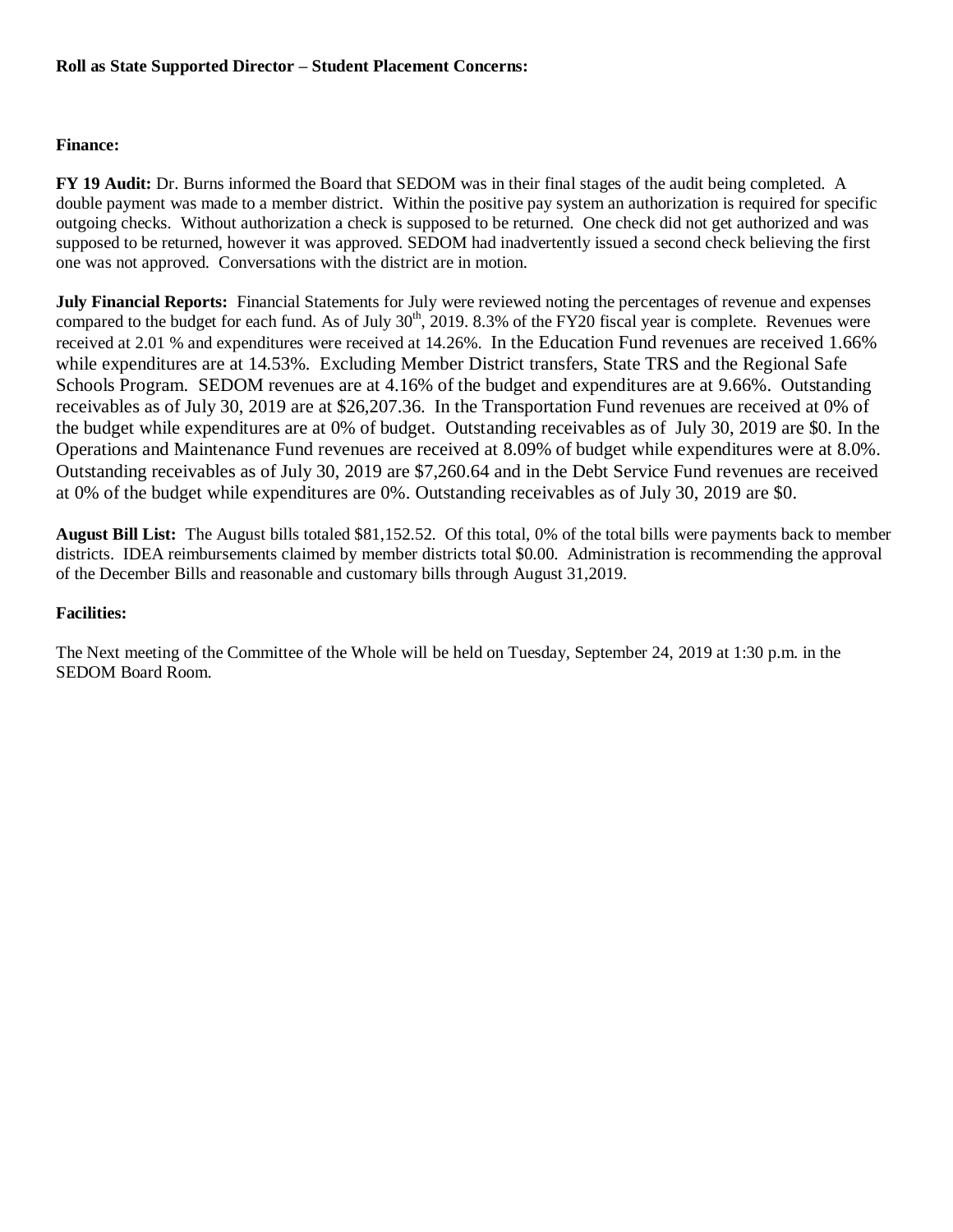**Roll as State Supported Director – Student Placement Concerns:**

**Finance:**

**FY 19 Audit:** Dr. Burns informed the Board that SEDOM was in their final stages of the audit being completed. A double payment was made to a member district. Within the positive pay system an authorization is required for specific outgoing checks. Without authorization a check is supposed to be returned. One check did not get authorized and was supposed to be returned, however it was approved. SEDOM had inadvertently issued a second check believing the first one was not approved. Conversations with the district are in motion.

**July Financial Reports:** Financial Statements for July were reviewed noting the percentages of revenue and expenses compared to the budget for each fund. As of July 30th, 2019. 8.3% of the FY20 fiscal year is complete. Revenues were received at 2.01 % and expenditures were received at 14.26%. In the Education Fund revenues are received 1.66% while expenditures are at 14.53%. Excluding Member District transfers, State TRS and the Regional Safe Schools Program. SEDOM revenues are at 4.16% of the budget and expenditures are at 9.66%. Outstanding receivables as of July 30, 2019 are at $26,207.36. In the Transportation Fund revenues are received at 0% of the budget while expenditures are at 0% of budget. Outstanding receivables as of July 30, 2019 are $0. In the Operations and Maintenance Fund revenues are received at 8.09% of budget while expenditures were at 8.0%. Outstanding receivables as of July 30, 2019 are $7,260.64 and in the Debt Service Fund revenues are received at 0% of the budget while expenditures are 0%. Outstanding receivables as of July 30, 2019 are $0.

**August Bill List:** The August bills totaled $81,152.52. Of this total, 0% of the total bills were payments back to member districts. IDEA reimbursements claimed by member districts total $0.00. Administration is recommending the approval of the December Bills and reasonable and customary bills through August 31,2019.

**Facilities:**

The Next meeting of the Committee of the Whole will be held on Tuesday, September 24, 2019 at 1:30 p.m. in the SEDOM Board Room.